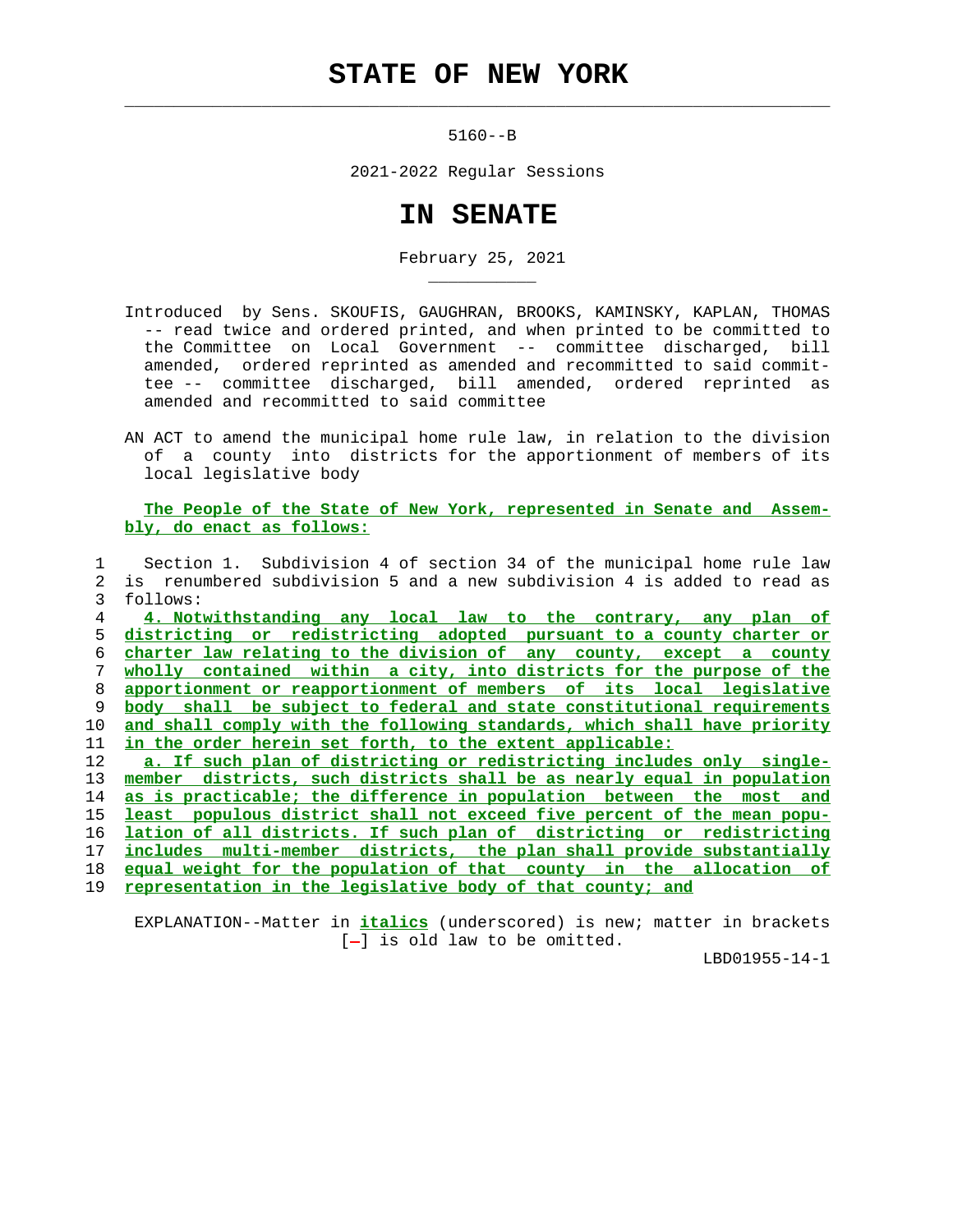# STATE OF NEW YORK

5160--B

2021-2022 Regular Sessions

# IN SENATE

February 25, 2021

Introduced by Sens. SKOUFIS, GAUGHRAN, BROOKS, KAMINSKY, KAPLAN, THOMAS -- read twice and ordered printed, and when printed to be committed to the Committee on Local Government -- committee discharged, bill amended, ordered reprinted as amended and recommitted to said committee -- committee discharged, bill amended, ordered reprinted as amended and recommitted to said committee

AN ACT to amend the municipal home rule law, in relation to the division of a county into districts for the apportionment of members of its local legislative body

**The People of the State of New York, represented in Senate and Assembly, do enact as follows:**

1 Section 1. Subdivision 4 of section 34 of the municipal home rule law
2 is renumbered subdivision 5 and a new subdivision 4 is added to read as
3 follows:
4 *4. Notwithstanding any local law to the contrary, any plan of*
5 *districting or redistricting adopted pursuant to a county charter or*
6 *charter law relating to the division of any county, except a county*
7 *wholly contained within a city, into districts for the purpose of the*
8 *apportionment or reapportionment of members of its local legislative*
9 *body shall be subject to federal and state constitutional requirements*
10 *and shall comply with the following standards, which shall have priority*
11 *in the order herein set forth, to the extent applicable:*
12 *a. If such plan of districting or redistricting includes only single-*
13 *member districts, such districts shall be as nearly equal in population*
14 *as is practicable; the difference in population between the most and*
15 *least populous district shall not exceed five percent of the mean popu-*
16 *lation of all districts. If such plan of districting or redistricting*
17 *includes multi-member districts, the plan shall provide substantially*
18 *equal weight for the population of that county in the allocation of*
19 *representation in the legislative body of that county; and*

EXPLANATION--Matter in *italics* (underscored) is new; matter in brackets [-] is old law to be omitted.

LBD01955-14-1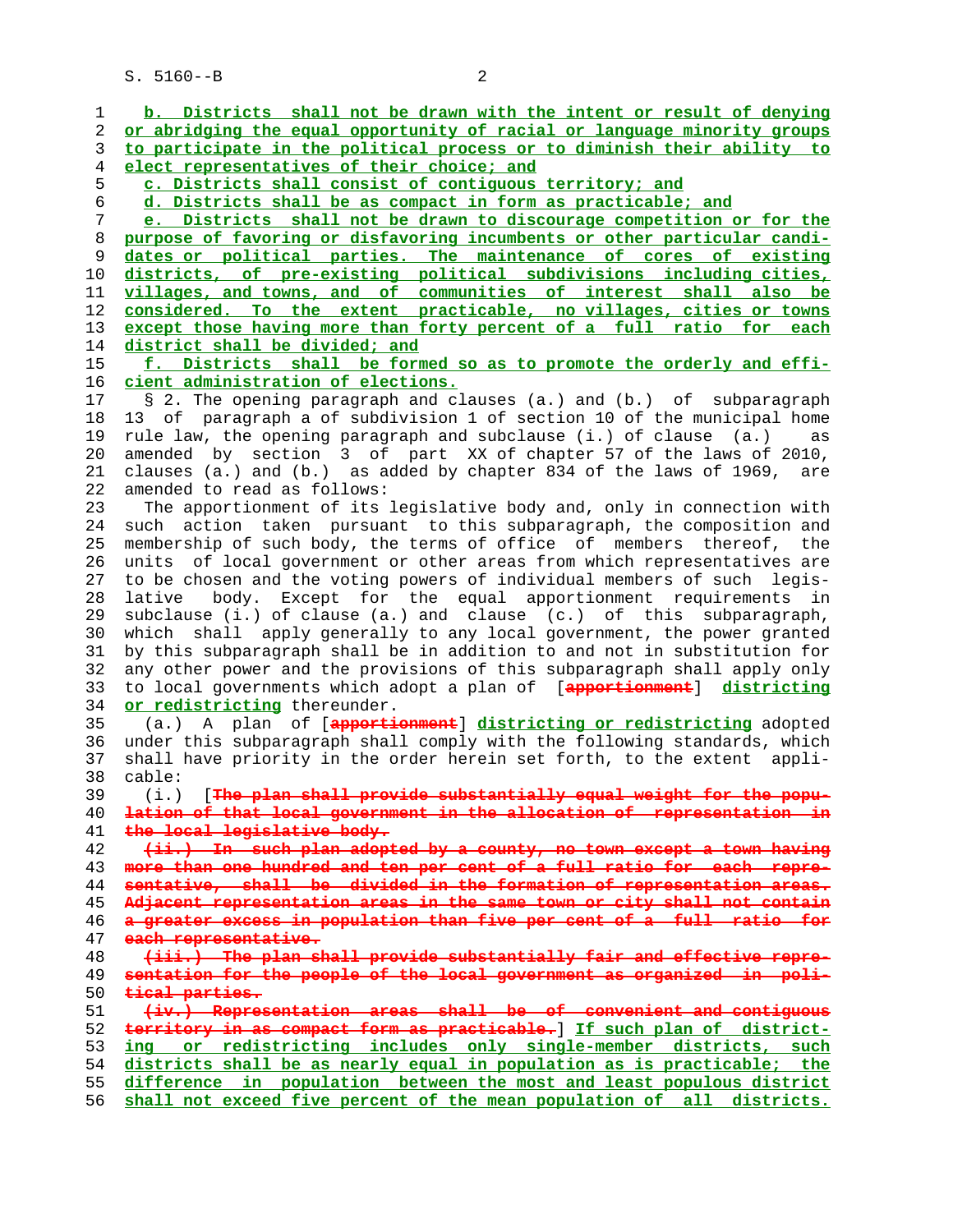b. Districts shall not be drawn with the intent or result of denying or abridging the equal opportunity of racial or language minority groups to participate in the political process or to diminish their ability to elect representatives of their choice; and

c. Districts shall consist of contiguous territory; and

d. Districts shall be as compact in form as practicable; and

e. Districts shall not be drawn to discourage competition or for the purpose of favoring or disfavoring incumbents or other particular candidates or political parties. The maintenance of cores of existing districts, of pre-existing political subdivisions including cities, villages, and towns, and of communities of interest shall also be considered. To the extent practicable, no villages, cities or towns except those having more than forty percent of a full ratio for each district shall be divided; and

f. Districts shall be formed so as to promote the orderly and efficient administration of elections.

§ 2. The opening paragraph and clauses (a.) and (b.) of subparagraph 13 of paragraph a of subdivision 1 of section 10 of the municipal home rule law, the opening paragraph and subclause (i.) of clause (a.) as amended by section 3 of part XX of chapter 57 of the laws of 2010, clauses (a.) and (b.) as added by chapter 834 of the laws of 1969, are amended to read as follows:

The apportionment of its legislative body and, only in connection with such action taken pursuant to this subparagraph, the composition and membership of such body, the terms of office of members thereof, the units of local government or other areas from which representatives are to be chosen and the voting powers of individual members of such legislative body. Except for the equal apportionment requirements in subclause (i.) of clause (a.) and clause (c.) of this subparagraph, which shall apply generally to any local government, the power granted by this subparagraph shall be in addition to and not in substitution for any other power and the provisions of this subparagraph shall apply only to local governments which adopt a plan of [~~apportionment~~] districting or redistricting thereunder.

(a.) A plan of [~~apportionment~~] districting or redistricting adopted under this subparagraph shall comply with the following standards, which shall have priority in the order herein set forth, to the extent applicable:

(i.) [~~The plan shall provide substantially equal weight for the population of that local government in the allocation of representation in the local legislative body.~~

~~(ii.) In such plan adopted by a county, no town except a town having more than one hundred and ten per cent of a full ratio for each representative, shall be divided in the formation of representation areas. Adjacent representation areas in the same town or city shall not contain a greater excess in population than five per cent of a full ratio for each representative.~~

~~(iii.) The plan shall provide substantially fair and effective representation for the people of the local government as organized in political parties.~~

~~(iv.) Representation areas shall be of convenient and contiguous territory in as compact form as practicable.~~] If such plan of districting or redistricting includes only single-member districts, such districts shall be as nearly equal in population as is practicable; the difference in population between the most and least populous district shall not exceed five percent of the mean population of all districts.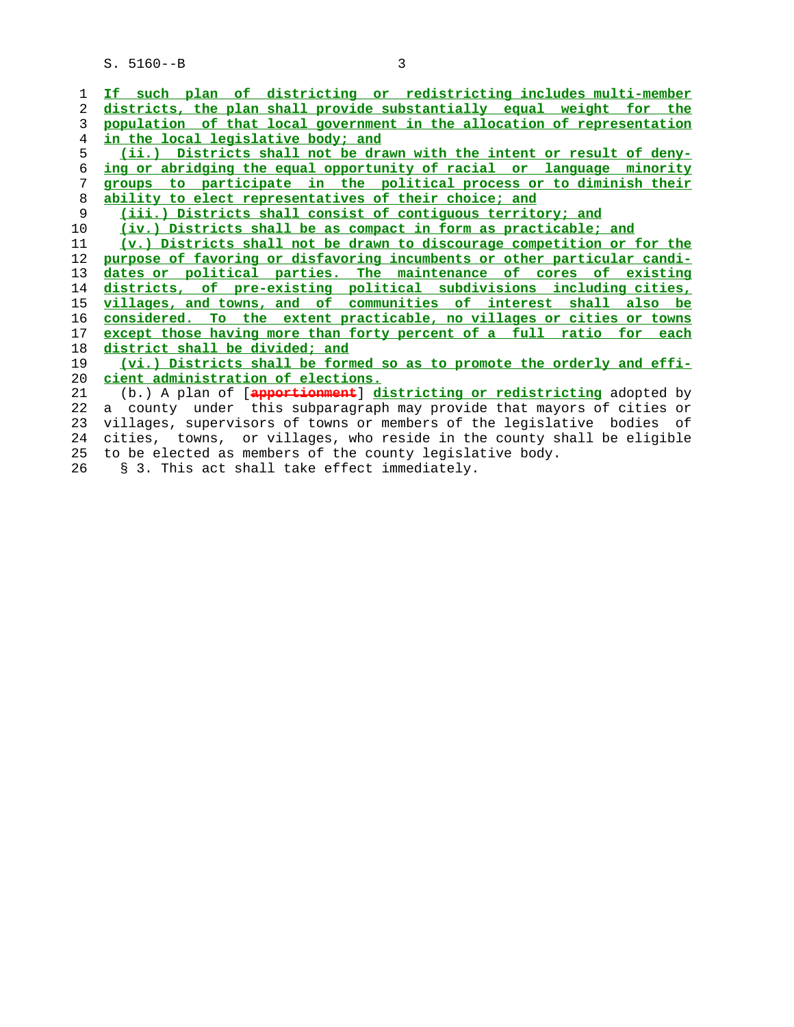If such plan of districting or redistricting includes multi-member districts, the plan shall provide substantially equal weight for the population of that local government in the allocation of representation in the local legislative body; and

(ii.) Districts shall not be drawn with the intent or result of denying or abridging the equal opportunity of racial or language minority groups to participate in the political process or to diminish their ability to elect representatives of their choice; and

(iii.) Districts shall consist of contiguous territory; and

(iv.) Districts shall be as compact in form as practicable; and

(v.) Districts shall not be drawn to discourage competition or for the purpose of favoring or disfavoring incumbents or other particular candidates or political parties. The maintenance of cores of existing districts, of pre-existing political subdivisions including cities, villages, and towns, and of communities of interest shall also be considered. To the extent practicable, no villages or cities or towns except those having more than forty percent of a full ratio for each district shall be divided; and

(vi.) Districts shall be formed so as to promote the orderly and efficient administration of elections.

(b.) A plan of [~~apportionment~~] districting or redistricting adopted by a county under this subparagraph may provide that mayors of cities or villages, supervisors of towns or members of the legislative bodies of cities, towns, or villages, who reside in the county shall be eligible to be elected as members of the county legislative body.

§ 3. This act shall take effect immediately.